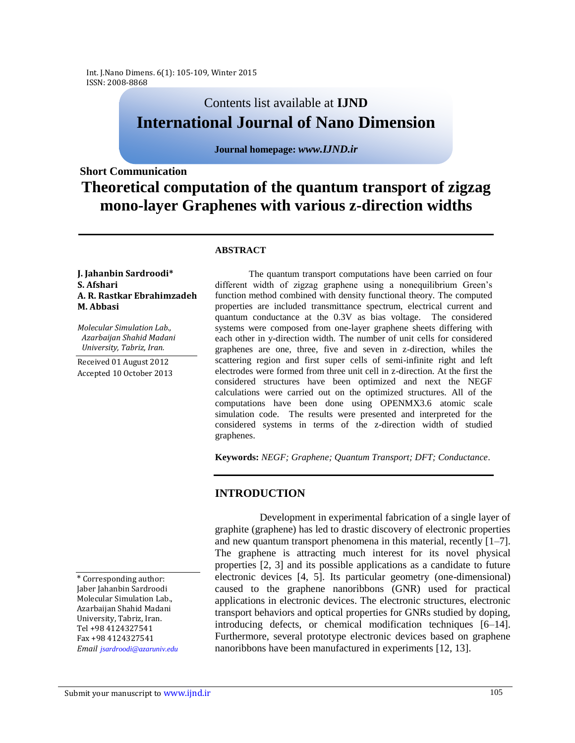Contents list available at **IJND**

# International Journal of Nano Dimension

**Journal homepage: *www.IJND.ir***

**Short Communication**

# Theoretical computation of the quantum transport of zigzag mono-layer Graphenes with various z-direction widths

**J. Jahanbin Sardroodi\***
**S. Afshari**
**A. R. Rastkar Ebrahimzadeh**
**M. Abbasi**

*Molecular Simulation Lab., Azarbaijan Shahid Madani University, Tabriz, Iran.*

Received 01 August 2012
Accepted 10 October 2013

## ABSTRACT

The quantum transport computations have been carried on four different width of zigzag graphene using a nonequilibrium Green's function method combined with density functional theory. The computed properties are included transmittance spectrum, electrical current and quantum conductance at the 0.3V as bias voltage. The considered systems were composed from one-layer graphene sheets differing with each other in y-direction width. The number of unit cells for considered graphenes are one, three, five and seven in z-direction, whiles the scattering region and first super cells of semi-infinite right and left electrodes were formed from three unit cell in z-direction. At the first the considered structures have been optimized and next the NEGF calculations were carried out on the optimized structures. All of the computations have been done using OPENMX3.6 atomic scale simulation code. The results were presented and interpreted for the considered systems in terms of the z-direction width of studied graphenes.

**Keywords:** *NEGF; Graphene; Quantum Transport; DFT; Conductance*.

## INTRODUCTION

Development in experimental fabrication of a single layer of graphite (graphene) has led to drastic discovery of electronic properties and new quantum transport phenomena in this material, recently [1–7]. The graphene is attracting much interest for its novel physical properties [2, 3] and its possible applications as a candidate to future electronic devices [4, 5]. Its particular geometry (one-dimensional) caused to the graphene nanoribbons (GNR) used for practical applications in electronic devices. The electronic structures, electronic transport behaviors and optical properties for GNRs studied by doping, introducing defects, or chemical modification techniques [6–14]. Furthermore, several prototype electronic devices based on graphene nanoribbons have been manufactured in experiments [12, 13].

\* Corresponding author:
Jaber Jahanbin Sardroodi
Molecular Simulation Lab., Azarbaijan Shahid Madani University, Tabriz, Iran.
Tel +98 4124327541
Fax +98 4124327541
*Email jsardroodi@azaruniv.edu*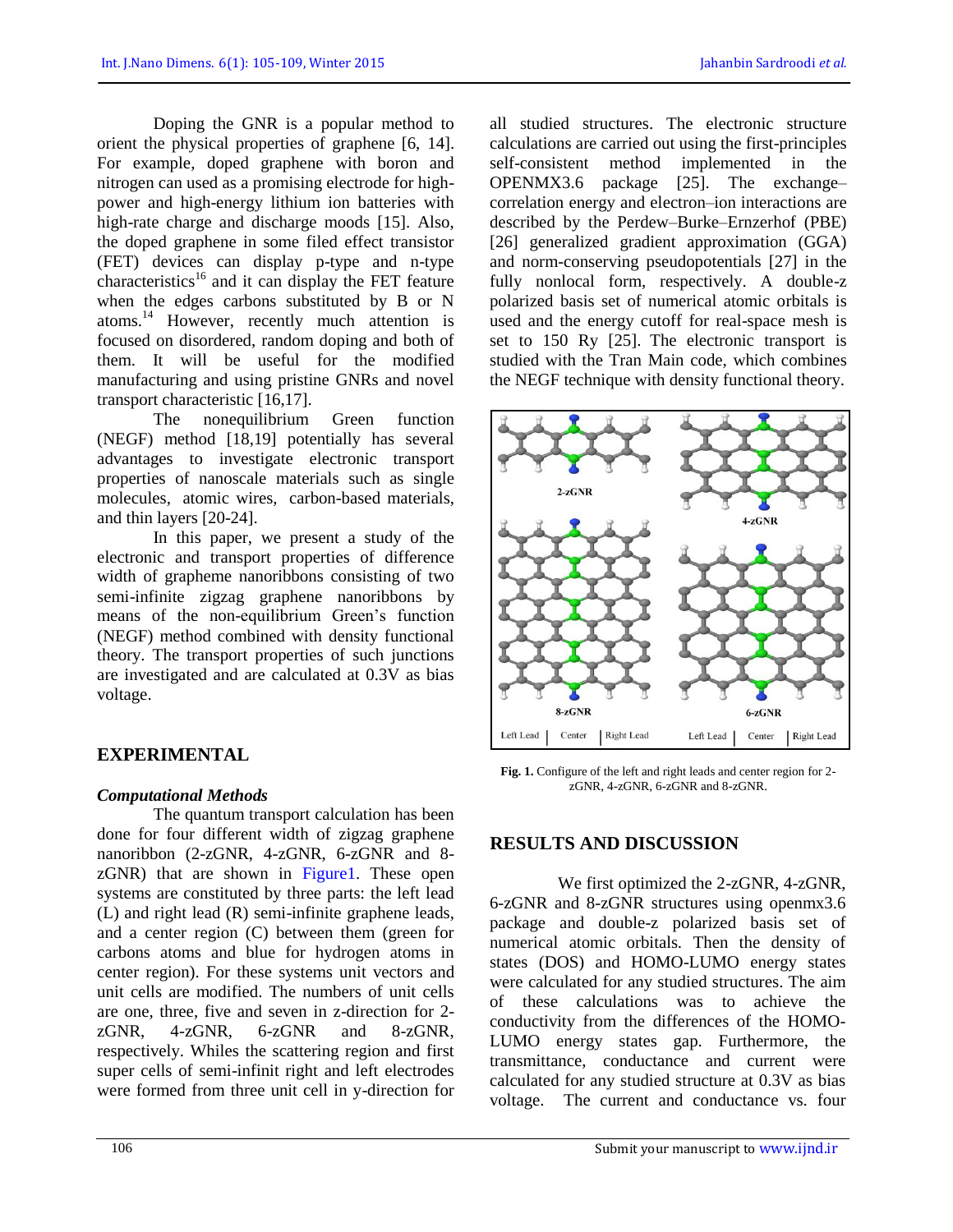Doping the GNR is a popular method to orient the physical properties of graphene [6, 14]. For example, doped graphene with boron and nitrogen can used as a promising electrode for high-power and high-energy lithium ion batteries with high-rate charge and discharge moods [15]. Also, the doped graphene in some filed effect transistor (FET) devices can display p-type and n-type characteristics[16] and it can display the FET feature when the edges carbons substituted by B or N atoms.[14] However, recently much attention is focused on disordered, random doping and both of them. It will be useful for the modified manufacturing and using pristine GNRs and novel transport characteristic [16,17].

The nonequilibrium Green function (NEGF) method [18,19] potentially has several advantages to investigate electronic transport properties of nanoscale materials such as single molecules, atomic wires, carbon-based materials, and thin layers [20-24].

In this paper, we present a study of the electronic and transport properties of difference width of grapheme nanoribbons consisting of two semi-infinite zigzag graphene nanoribbons by means of the non-equilibrium Green's function (NEGF) method combined with density functional theory. The transport properties of such junctions are investigated and are calculated at 0.3V as bias voltage.

## EXPERIMENTAL

### *Computational Methods*

The quantum transport calculation has been done for four different width of zigzag graphene nanoribbon (2-zGNR, 4-zGNR, 6-zGNR and 8-zGNR) that are shown in Figure1. These open systems are constituted by three parts: the left lead (L) and right lead (R) semi-infinite graphene leads, and a center region (C) between them (green for carbons atoms and blue for hydrogen atoms in center region). For these systems unit vectors and unit cells are modified. The numbers of unit cells are one, three, five and seven in z-direction for 2-zGNR, 4-zGNR, 6-zGNR and 8-zGNR, respectively. Whiles the scattering region and first super cells of semi-infinit right and left electrodes were formed from three unit cell in y-direction for all studied structures. The electronic structure calculations are carried out using the first-principles self-consistent method implemented in the OPENMX3.6 package [25]. The exchange–correlation energy and electron–ion interactions are described by the Perdew–Burke–Ernzerhof (PBE) [26] generalized gradient approximation (GGA) and norm-conserving pseudopotentials [27] in the fully nonlocal form, respectively. A double-z polarized basis set of numerical atomic orbitals is used and the energy cutoff for real-space mesh is set to 150 Ry [25]. The electronic transport is studied with the Tran Main code, which combines the NEGF technique with density functional theory.

**Fig. 1.** Configure of the left and right leads and center region for 2-zGNR, 4-zGNR, 6-zGNR and 8-zGNR.

## RESULTS AND DISCUSSION

We first optimized the 2-zGNR, 4-zGNR, 6-zGNR and 8-zGNR structures using openmx3.6 package and double-z polarized basis set of numerical atomic orbitals. Then the density of states (DOS) and HOMO-LUMO energy states were calculated for any studied structures. The aim of these calculations was to achieve the conductivity from the differences of the HOMO-LUMO energy states gap. Furthermore, the transmittance, conductance and current were calculated for any studied structure at 0.3V as bias voltage. The current and conductance vs. four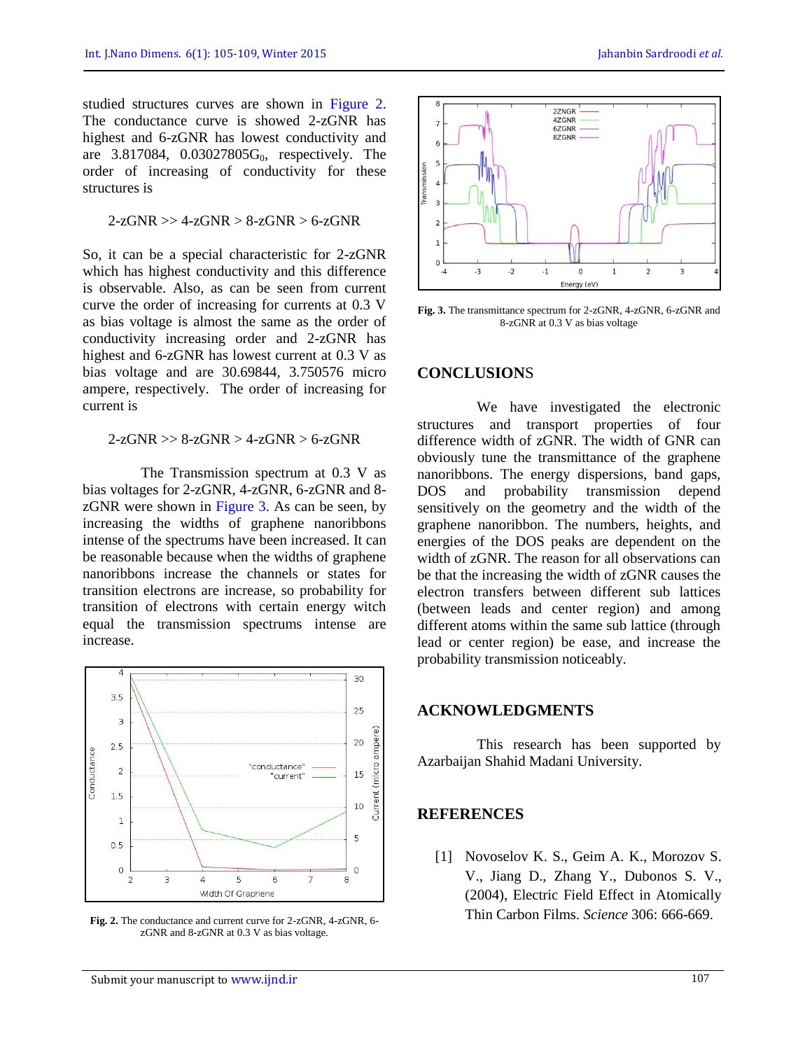studied structures curves are shown in Figure 2. The conductance curve is showed 2-zGNR has highest and 6-zGNR has lowest conductivity and are 3.817084, 0.03027805$G_0$, respectively. The order of increasing of conductivity for these structures is

2-zGNR >> 4-zGNR > 8-zGNR > 6-zGNR

So, it can be a special characteristic for 2-zGNR which has highest conductivity and this difference is observable. Also, as can be seen from current curve the order of increasing for currents at 0.3 V as bias voltage is almost the same as the order of conductivity increasing order and 2-zGNR has highest and 6-zGNR has lowest current at 0.3 V as bias voltage and are 30.69844, 3.750576 micro ampere, respectively. The order of increasing for current is

2-zGNR >> 8-zGNR > 4-zGNR > 6-zGNR

The Transmission spectrum at 0.3 V as bias voltages for 2-zGNR, 4-zGNR, 6-zGNR and 8-zGNR were shown in Figure 3. As can be seen, by increasing the widths of graphene nanoribbons intense of the spectrums have been increased. It can be reasonable because when the widths of graphene nanoribbons increase the channels or states for transition electrons are increase, so probability for transition of electrons with certain energy witch equal the transmission spectrums intense are increase.

**Fig. 2.** The conductance and current curve for 2-zGNR, 4-zGNR, 6-zGNR and 8-zGNR at 0.3 V as bias voltage.

**Fig. 3.** The transmittance spectrum for 2-zGNR, 4-zGNR, 6-zGNR and 8-zGNR at 0.3 V as bias voltage

## CONCLUSIONS

We have investigated the electronic structures and transport properties of four difference width of zGNR. The width of GNR can obviously tune the transmittance of the graphene nanoribbons. The energy dispersions, band gaps, DOS and probability transmission depend sensitively on the geometry and the width of the graphene nanoribbon. The numbers, heights, and energies of the DOS peaks are dependent on the width of zGNR. The reason for all observations can be that the increasing the width of zGNR causes the electron transfers between different sub lattices (between leads and center region) and among different atoms within the same sub lattice (through lead or center region) be ease, and increase the probability transmission noticeably.

## ACKNOWLEDGMENTS

This research has been supported by Azarbaijan Shahid Madani University.

## REFERENCES

[1] Novoselov K. S., Geim A. K., Morozov S. V., Jiang D., Zhang Y., Dubonos S. V., (2004), Electric Field Effect in Atomically Thin Carbon Films. *Science* 306: 666-669.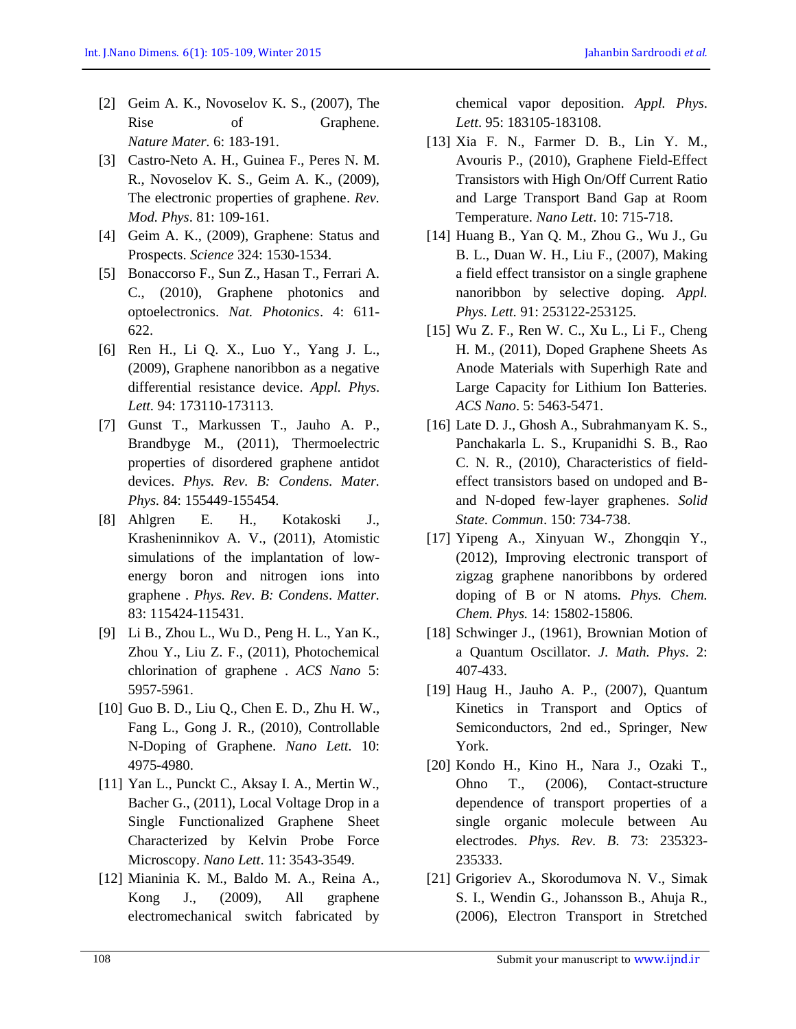[2] Geim A. K., Novoselov K. S., (2007), The Rise of Graphene. *Nature Mater*. 6: 183-191.

[3] Castro-Neto A. H., Guinea F., Peres N. M. R., Novoselov K. S., Geim A. K., (2009), The electronic properties of graphene. *Rev. Mod. Phys*. 81: 109-161.

[4] Geim A. K., (2009), Graphene: Status and Prospects. *Science* 324: 1530-1534.

[5] Bonaccorso F., Sun Z., Hasan T., Ferrari A. C., (2010), Graphene photonics and optoelectronics. *Nat. Photonics*. 4: 611-622.

[6] Ren H., Li Q. X., Luo Y., Yang J. L., (2009), Graphene nanoribbon as a negative differential resistance device. *Appl. Phys. Lett.* 94: 173110-173113.

[7] Gunst T., Markussen T., Jauho A. P., Brandbyge M., (2011), Thermoelectric properties of disordered graphene antidot devices. *Phys. Rev. B: Condens. Mater. Phys.* 84: 155449-155454.

[8] Ahlgren E. H., Kotakoski J., Krasheninnikov A. V., (2011), Atomistic simulations of the implantation of low-energy boron and nitrogen ions into graphene . *Phys. Rev. B: Condens. Matter.* 83: 115424-115431.

[9] Li B., Zhou L., Wu D., Peng H. L., Yan K., Zhou Y., Liu Z. F., (2011), Photochemical chlorination of graphene . *ACS Nano* 5: 5957-5961.

[10] Guo B. D., Liu Q., Chen E. D., Zhu H. W., Fang L., Gong J. R., (2010), Controllable N-Doping of Graphene. *Nano Lett.* 10: 4975-4980.

[11] Yan L., Punckt C., Aksay I. A., Mertin W., Bacher G., (2011), Local Voltage Drop in a Single Functionalized Graphene Sheet Characterized by Kelvin Probe Force Microscopy. *Nano Lett*. 11: 3543-3549.

[12] Mianinia K. M., Baldo M. A., Reina A., Kong J., (2009), All graphene electromechanical switch fabricated by chemical vapor deposition. *Appl. Phys. Lett*. 95: 183105-183108.

[13] Xia F. N., Farmer D. B., Lin Y. M., Avouris P., (2010), Graphene Field-Effect Transistors with High On/Off Current Ratio and Large Transport Band Gap at Room Temperature. *Nano Lett*. 10: 715-718.

[14] Huang B., Yan Q. M., Zhou G., Wu J., Gu B. L., Duan W. H., Liu F., (2007), Making a field effect transistor on a single graphene nanoribbon by selective doping. *Appl. Phys. Lett*. 91: 253122-253125.

[15] Wu Z. F., Ren W. C., Xu L., Li F., Cheng H. M., (2011), Doped Graphene Sheets As Anode Materials with Superhigh Rate and Large Capacity for Lithium Ion Batteries. *ACS Nano*. 5: 5463-5471.

[16] Late D. J., Ghosh A., Subrahmanyam K. S., Panchakarla L. S., Krupanidhi S. B., Rao C. N. R., (2010), Characteristics of field-effect transistors based on undoped and B- and N-doped few-layer graphenes. *Solid State. Commun*. 150: 734-738.

[17] Yipeng A., Xinyuan W., Zhongqin Y., (2012), Improving electronic transport of zigzag graphene nanoribbons by ordered doping of B or N atoms. *Phys. Chem. Chem. Phys.* 14: 15802-15806.

[18] Schwinger J., (1961), Brownian Motion of a Quantum Oscillator. *J. Math. Phys*. 2: 407-433.

[19] Haug H., Jauho A. P., (2007), Quantum Kinetics in Transport and Optics of Semiconductors, 2nd ed., Springer, New York.

[20] Kondo H., Kino H., Nara J., Ozaki T., Ohno T., (2006), Contact-structure dependence of transport properties of a single organic molecule between Au electrodes. *Phys. Rev. B*. 73: 235323-235333.

[21] Grigoriev A., Skorodumova N. V., Simak S. I., Wendin G., Johansson B., Ahuja R., (2006), Electron Transport in Stretched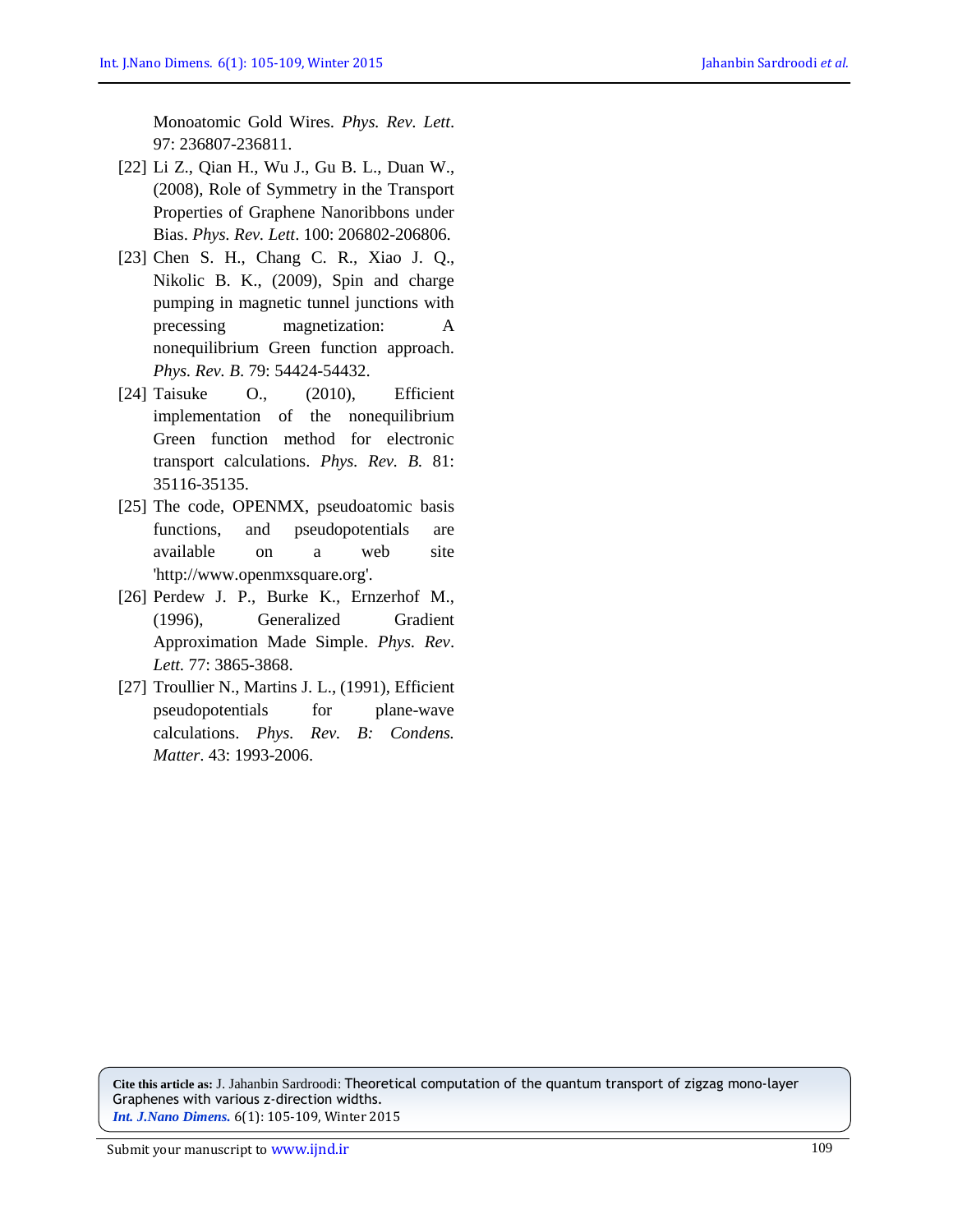Monoatomic Gold Wires. *Phys. Rev. Lett*. 97: 236807-236811.

[22] Li Z., Qian H., Wu J., Gu B. L., Duan W., (2008), Role of Symmetry in the Transport Properties of Graphene Nanoribbons under Bias. *Phys. Rev. Lett*. 100: 206802-206806.

[23] Chen S. H., Chang C. R., Xiao J. Q., Nikolic B. K., (2009), Spin and charge pumping in magnetic tunnel junctions with precessing magnetization: A nonequilibrium Green function approach. *Phys. Rev. B*. 79: 54424-54432.

[24] Taisuke O., (2010), Efficient implementation of the nonequilibrium Green function method for electronic transport calculations. *Phys. Rev. B.* 81: 35116-35135.

[25] The code, OPENMX, pseudoatomic basis functions, and pseudopotentials are available on a web site 'http://www.openmxsquare.org'.

[26] Perdew J. P., Burke K., Ernzerhof M., (1996), Generalized Gradient Approximation Made Simple. *Phys. Rev. Lett.* 77: 3865-3868.

[27] Troullier N., Martins J. L., (1991), Efficient pseudopotentials for plane-wave calculations. *Phys. Rev. B: Condens. Matter*. 43: 1993-2006.

**Cite this article as:** J. Jahanbin Sardroodi: Theoretical computation of the quantum transport of zigzag mono-layer Graphenes with various z-direction widths.
*Int. J.Nano Dimens.* 6(1): 105-109, Winter 2015